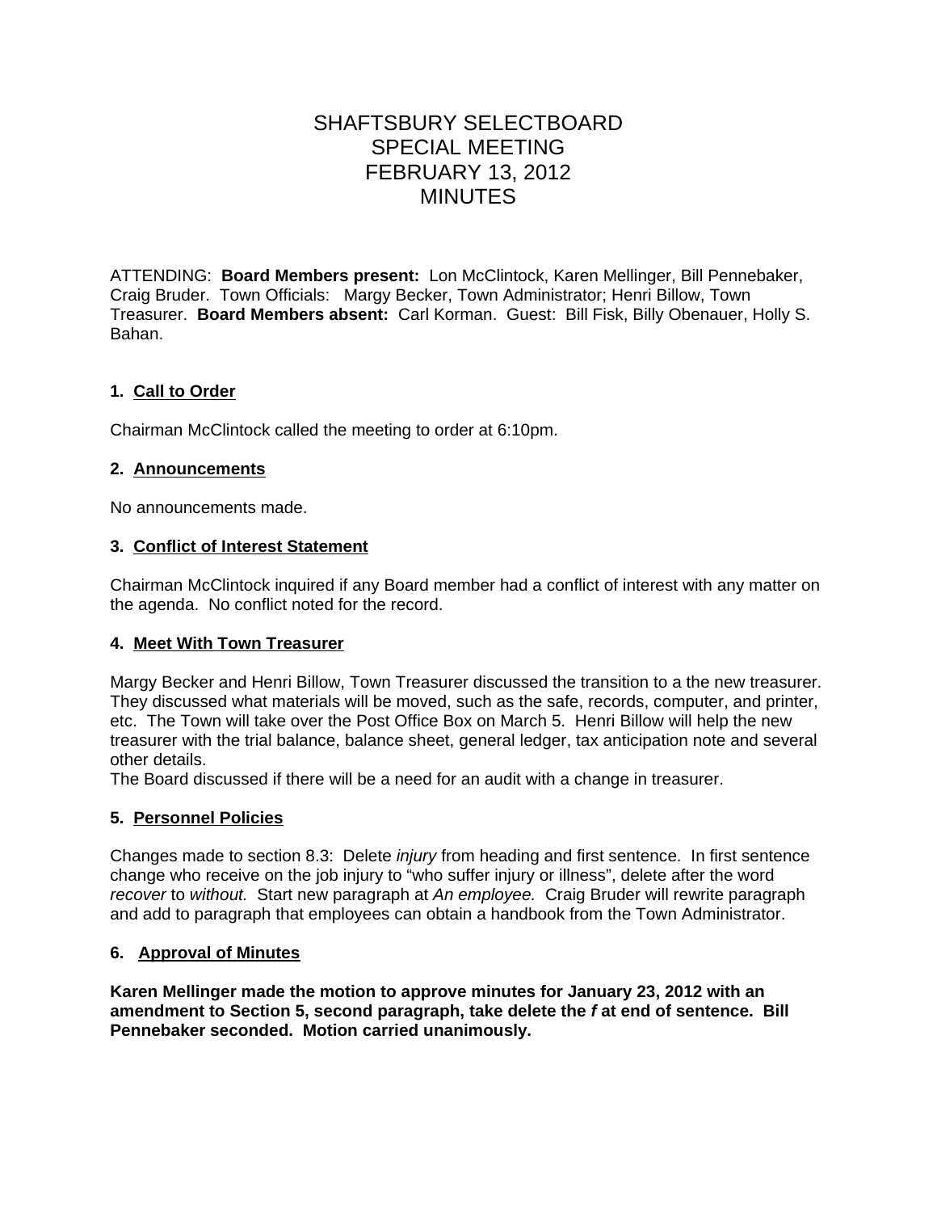# SHAFTSBURY SELECTBOARD
# SPECIAL MEETING
# FEBRUARY 13, 2012
# MINUTES

ATTENDING: **Board Members present:** Lon McClintock, Karen Mellinger, Bill Pennebaker, Craig Bruder. Town Officials: Margy Becker, Town Administrator; Henri Billow, Town Treasurer. **Board Members absent:** Carl Korman. Guest: Bill Fisk, Billy Obenauer, Holly S. Bahan.

**1. <u>Call to Order</u>**

Chairman McClintock called the meeting to order at 6:10pm.

**2. <u>Announcements</u>**

No announcements made.

**3. <u>Conflict of Interest Statement</u>**

Chairman McClintock inquired if any Board member had a conflict of interest with any matter on the agenda. No conflict noted for the record.

**4. <u>Meet With Town Treasurer</u>**

Margy Becker and Henri Billow, Town Treasurer discussed the transition to a the new treasurer. They discussed what materials will be moved, such as the safe, records, computer, and printer, etc. The Town will take over the Post Office Box on March 5. Henri Billow will help the new treasurer with the trial balance, balance sheet, general ledger, tax anticipation note and several other details.
The Board discussed if there will be a need for an audit with a change in treasurer.

**5. <u>Personnel Policies</u>**

Changes made to section 8.3: Delete *injury* from heading and first sentence. In first sentence change who receive on the job injury to "who suffer injury or illness", delete after the word *recover* to *without.* Start new paragraph at *An employee.* Craig Bruder will rewrite paragraph and add to paragraph that employees can obtain a handbook from the Town Administrator.

**6. <u>Approval of Minutes</u>**

**Karen Mellinger made the motion to approve minutes for January 23, 2012 with an amendment to Section 5, second paragraph, take delete the *f* at end of sentence. Bill Pennebaker seconded. Motion carried unanimously.**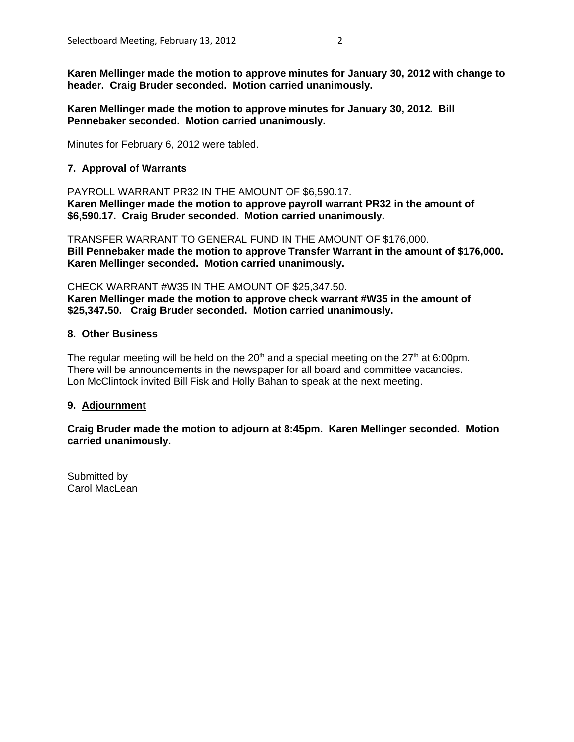**Karen Mellinger made the motion to approve minutes for January 30, 2012 with change to header. Craig Bruder seconded. Motion carried unanimously.**

**Karen Mellinger made the motion to approve minutes for January 30, 2012. Bill Pennebaker seconded. Motion carried unanimously.**

Minutes for February 6, 2012 were tabled.

**7. Approval of Warrants**

PAYROLL WARRANT PR32 IN THE AMOUNT OF $6,590.17.
**Karen Mellinger made the motion to approve payroll warrant PR32 in the amount of $6,590.17. Craig Bruder seconded. Motion carried unanimously.**

TRANSFER WARRANT TO GENERAL FUND IN THE AMOUNT OF $176,000.
**Bill Pennebaker made the motion to approve Transfer Warrant in the amount of $176,000. Karen Mellinger seconded. Motion carried unanimously.**

CHECK WARRANT #W35 IN THE AMOUNT OF $25,347.50.
**Karen Mellinger made the motion to approve check warrant #W35 in the amount of $25,347.50. Craig Bruder seconded. Motion carried unanimously.**

**8. Other Business**

The regular meeting will be held on the 20th and a special meeting on the 27th at 6:00pm.
There will be announcements in the newspaper for all board and committee vacancies.
Lon McClintock invited Bill Fisk and Holly Bahan to speak at the next meeting.

**9. Adjournment**

**Craig Bruder made the motion to adjourn at 8:45pm. Karen Mellinger seconded. Motion carried unanimously.**

Submitted by
Carol MacLean